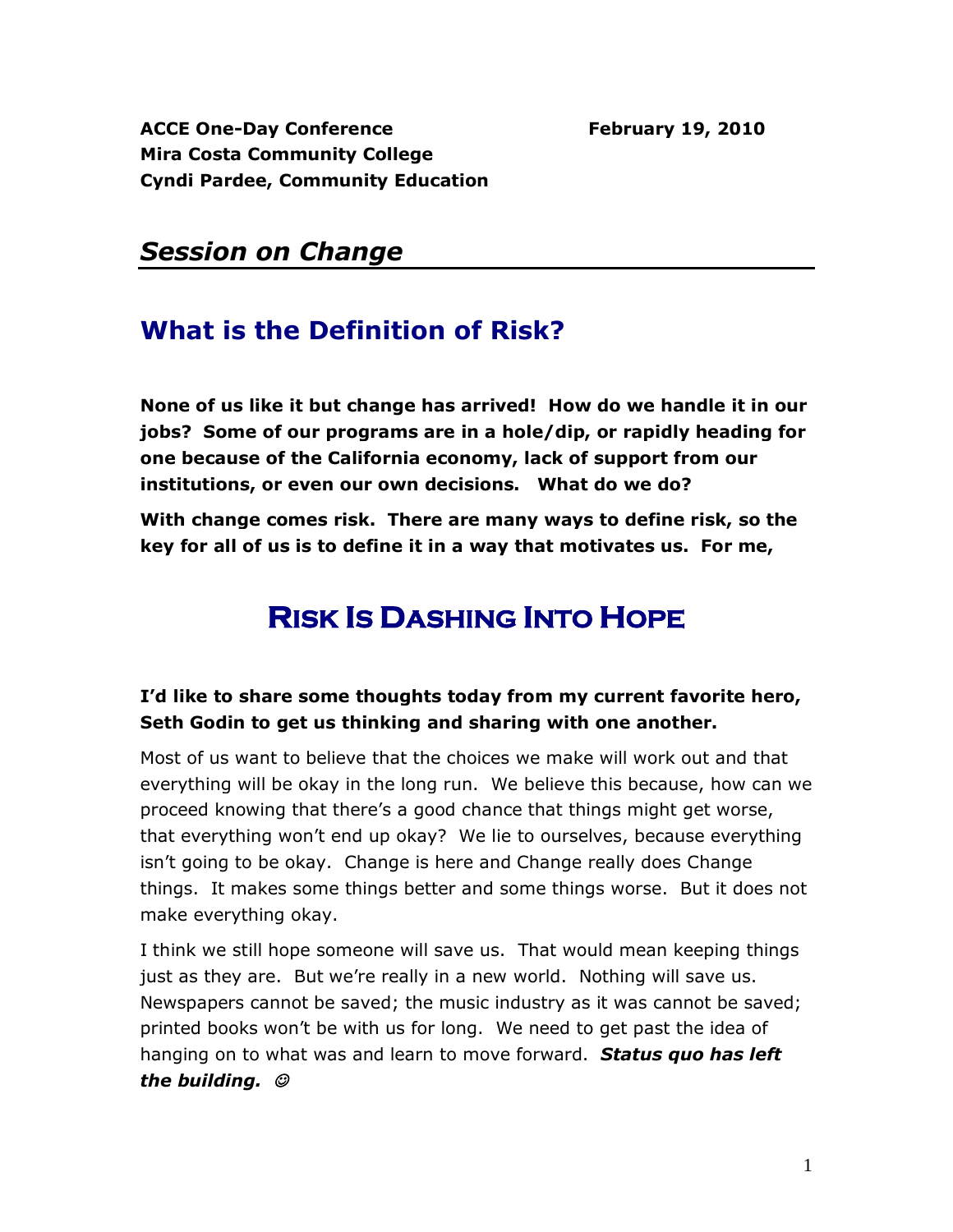**ACCE One-Day Conference** **February 19, 2010**
**Mira Costa Community College**
**Cyndi Pardee, Community Education**

## *Session on Change*

## What is the Definition of Risk?

**None of us like it but change has arrived! How do we handle it in our jobs? Some of our programs are in a hole/dip, or rapidly heading for one because of the California economy, lack of support from our institutions, or even our own decisions. What do we do?**

**With change comes risk. There are many ways to define risk, so the key for all of us is to define it in a way that motivates us. For me,**

# Risk Is Dashing Into Hope

#### I'd like to share some thoughts today from my current favorite hero, Seth Godin to get us thinking and sharing with one another.

Most of us want to believe that the choices we make will work out and that everything will be okay in the long run. We believe this because, how can we proceed knowing that there's a good chance that things might get worse, that everything won't end up okay? We lie to ourselves, because everything isn't going to be okay. Change is here and Change really does Change things. It makes some things better and some things worse. But it does not make everything okay.

I think we still hope someone will save us. That would mean keeping things just as they are. But we're really in a new world. Nothing will save us. Newspapers cannot be saved; the music industry as it was cannot be saved; printed books won't be with us for long. We need to get past the idea of hanging on to what was and learn to move forward. ***Status quo has left the building.*** ☺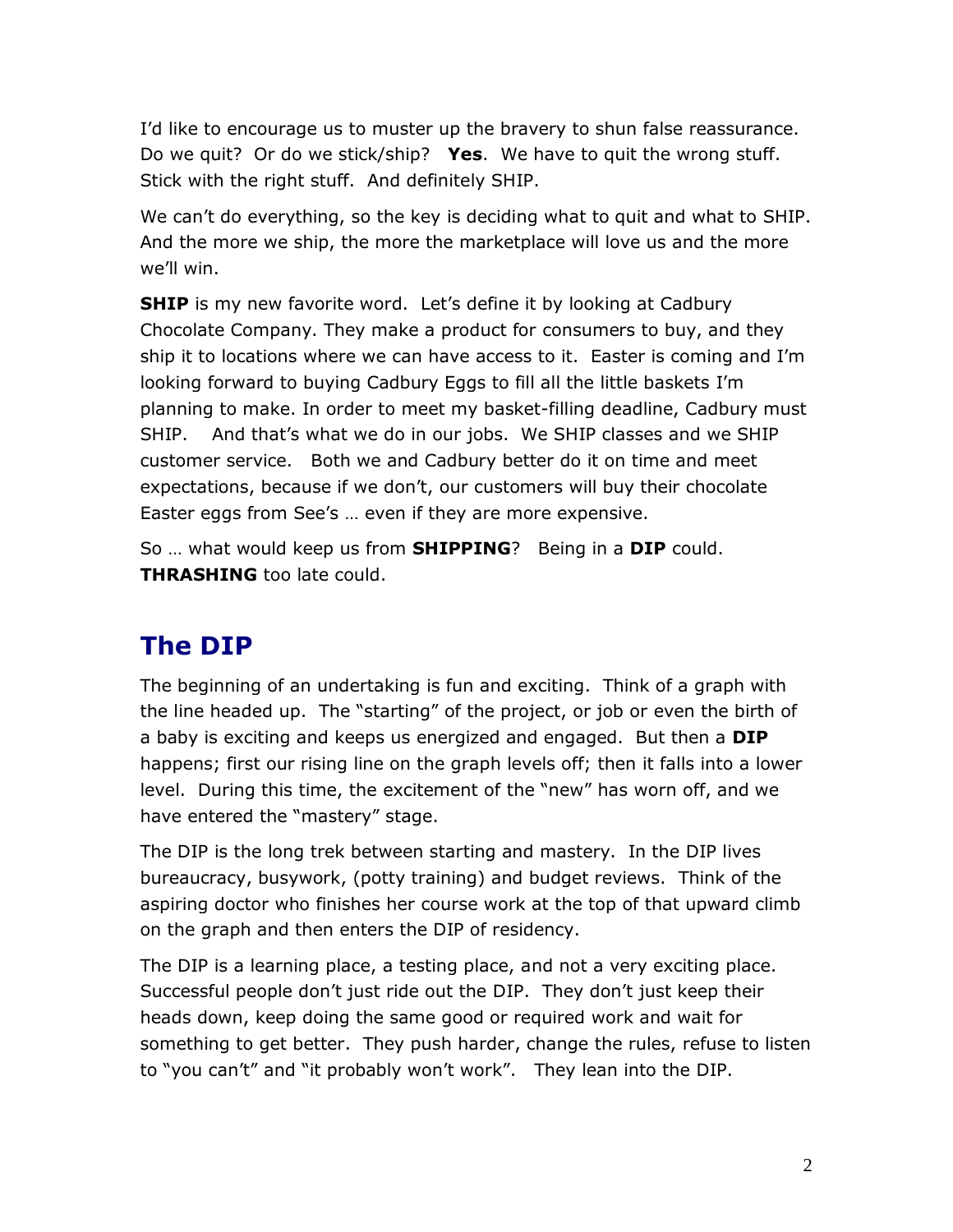I'd like to encourage us to muster up the bravery to shun false reassurance. Do we quit? Or do we stick/ship? **Yes**. We have to quit the wrong stuff. Stick with the right stuff. And definitely SHIP.

We can't do everything, so the key is deciding what to quit and what to SHIP. And the more we ship, the more the marketplace will love us and the more we'll win.

**SHIP** is my new favorite word. Let's define it by looking at Cadbury Chocolate Company. They make a product for consumers to buy, and they ship it to locations where we can have access to it. Easter is coming and I'm looking forward to buying Cadbury Eggs to fill all the little baskets I'm planning to make. In order to meet my basket-filling deadline, Cadbury must SHIP. And that's what we do in our jobs. We SHIP classes and we SHIP customer service. Both we and Cadbury better do it on time and meet expectations, because if we don't, our customers will buy their chocolate Easter eggs from See's … even if they are more expensive.

So … what would keep us from **SHIPPING**? Being in a **DIP** could. **THRASHING** too late could.

## The DIP

The beginning of an undertaking is fun and exciting. Think of a graph with the line headed up. The "starting" of the project, or job or even the birth of a baby is exciting and keeps us energized and engaged. But then a **DIP** happens; first our rising line on the graph levels off; then it falls into a lower level. During this time, the excitement of the "new" has worn off, and we have entered the "mastery" stage.

The DIP is the long trek between starting and mastery. In the DIP lives bureaucracy, busywork, (potty training) and budget reviews. Think of the aspiring doctor who finishes her course work at the top of that upward climb on the graph and then enters the DIP of residency.

The DIP is a learning place, a testing place, and not a very exciting place. Successful people don't just ride out the DIP. They don't just keep their heads down, keep doing the same good or required work and wait for something to get better. They push harder, change the rules, refuse to listen to "you can't" and "it probably won't work". They lean into the DIP.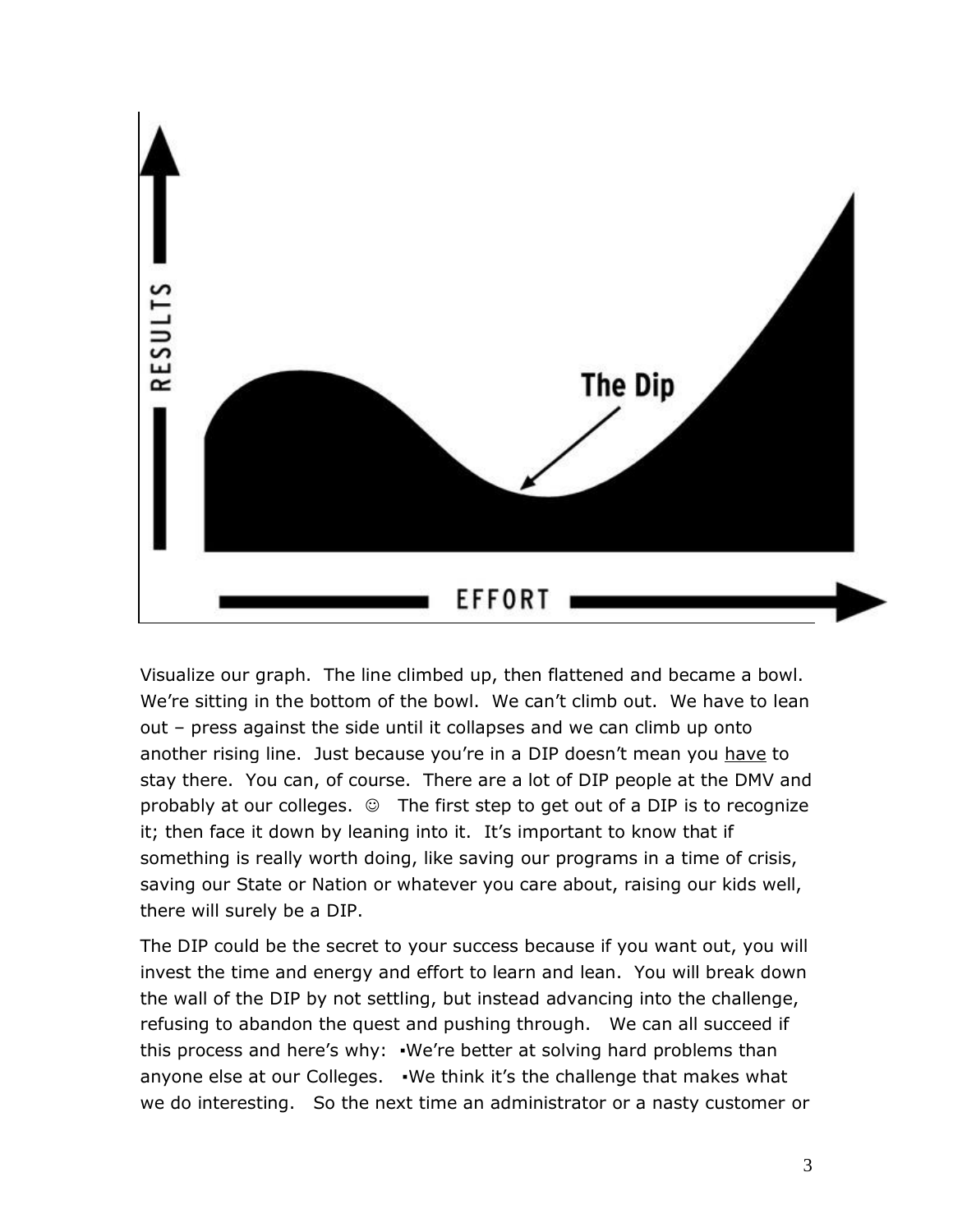Visualize our graph. The line climbed up, then flattened and became a bowl. We're sitting in the bottom of the bowl. We can't climb out. We have to lean out – press against the side until it collapses and we can climb up onto another rising line. Just because you're in a DIP doesn't mean you <u>have</u> to stay there. You can, of course. There are a lot of DIP people at the DMV and probably at our colleges. ☺ The first step to get out of a DIP is to recognize it; then face it down by leaning into it. It's important to know that if something is really worth doing, like saving our programs in a time of crisis, saving our State or Nation or whatever you care about, raising our kids well, there will surely be a DIP.

The DIP could be the secret to your success because if you want out, you will invest the time and energy and effort to learn and lean. You will break down the wall of the DIP by not settling, but instead advancing into the challenge, refusing to abandon the quest and pushing through. We can all succeed if this process and here's why: ▪We're better at solving hard problems than anyone else at our Colleges. ▪We think it's the challenge that makes what we do interesting. So the next time an administrator or a nasty customer or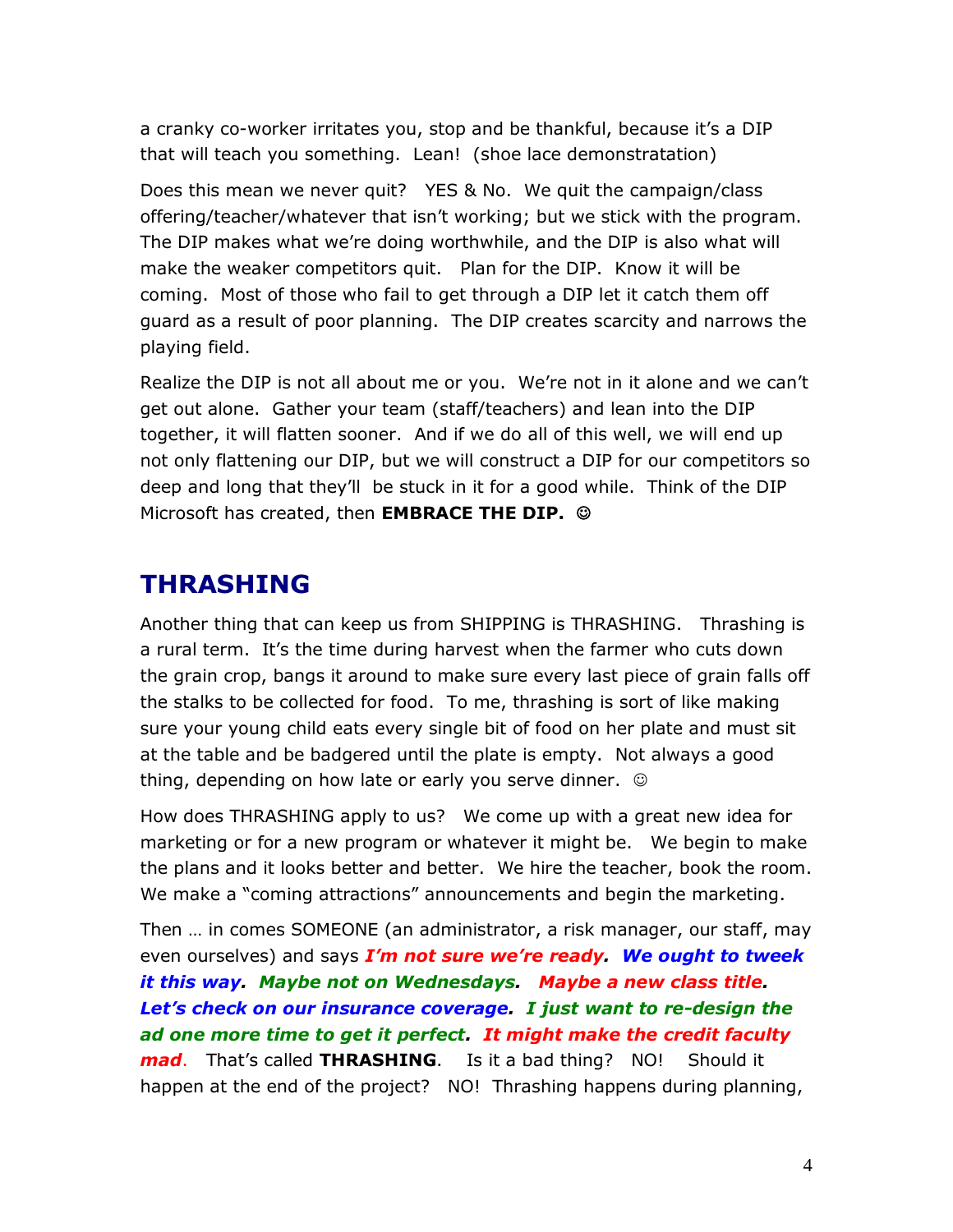a cranky co-worker irritates you, stop and be thankful, because it's a DIP that will teach you something. Lean! (shoe lace demonstratation)

Does this mean we never quit? YES & No. We quit the campaign/class offering/teacher/whatever that isn't working; but we stick with the program. The DIP makes what we're doing worthwhile, and the DIP is also what will make the weaker competitors quit. Plan for the DIP. Know it will be coming. Most of those who fail to get through a DIP let it catch them off guard as a result of poor planning. The DIP creates scarcity and narrows the playing field.

Realize the DIP is not all about me or you. We're not in it alone and we can't get out alone. Gather your team (staff/teachers) and lean into the DIP together, it will flatten sooner. And if we do all of this well, we will end up not only flattening our DIP, but we will construct a DIP for our competitors so deep and long that they'll be stuck in it for a good while. Think of the DIP Microsoft has created, then **EMBRACE THE DIP.** ☺

## THRASHING

Another thing that can keep us from SHIPPING is THRASHING. Thrashing is a rural term. It's the time during harvest when the farmer who cuts down the grain crop, bangs it around to make sure every last piece of grain falls off the stalks to be collected for food. To me, thrashing is sort of like making sure your young child eats every single bit of food on her plate and must sit at the table and be badgered until the plate is empty. Not always a good thing, depending on how late or early you serve dinner. ☺

How does THRASHING apply to us? We come up with a great new idea for marketing or for a new program or whatever it might be. We begin to make the plans and it looks better and better. We hire the teacher, book the room. We make a "coming attractions" announcements and begin the marketing.

Then … in comes SOMEONE (an administrator, a risk manager, our staff, may even ourselves) and says ***I'm not sure we're ready. We ought to tweek it this way. Maybe not on Wednesdays. Maybe a new class title. Let's check on our insurance coverage. I just want to re-design the ad one more time to get it perfect. It might make the credit faculty mad***. That's called **THRASHING**. Is it a bad thing? NO! Should it happen at the end of the project? NO! Thrashing happens during planning,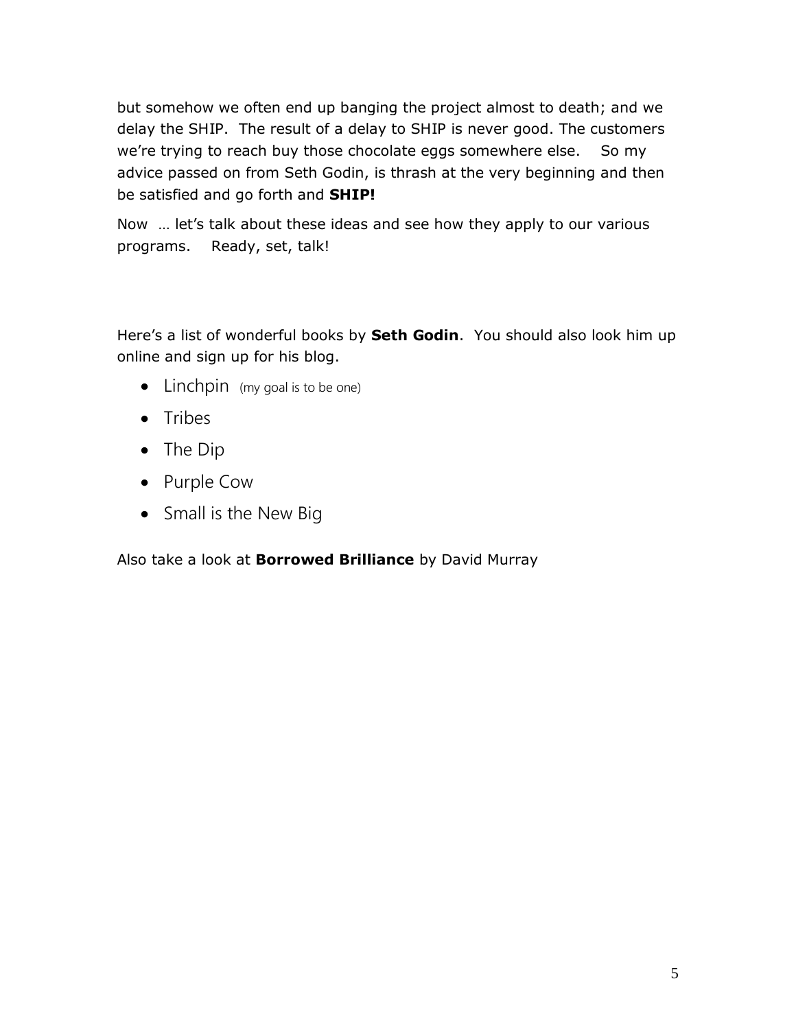but somehow we often end up banging the project almost to death; and we delay the SHIP. The result of a delay to SHIP is never good. The customers we're trying to reach buy those chocolate eggs somewhere else. So my advice passed on from Seth Godin, is thrash at the very beginning and then be satisfied and go forth and **SHIP!**

Now … let's talk about these ideas and see how they apply to our various programs. Ready, set, talk!

Here's a list of wonderful books by **Seth Godin**. You should also look him up online and sign up for his blog.

- Linchpin (my goal is to be one)
- Tribes
- The Dip
- Purple Cow
- Small is the New Big

Also take a look at **Borrowed Brilliance** by David Murray